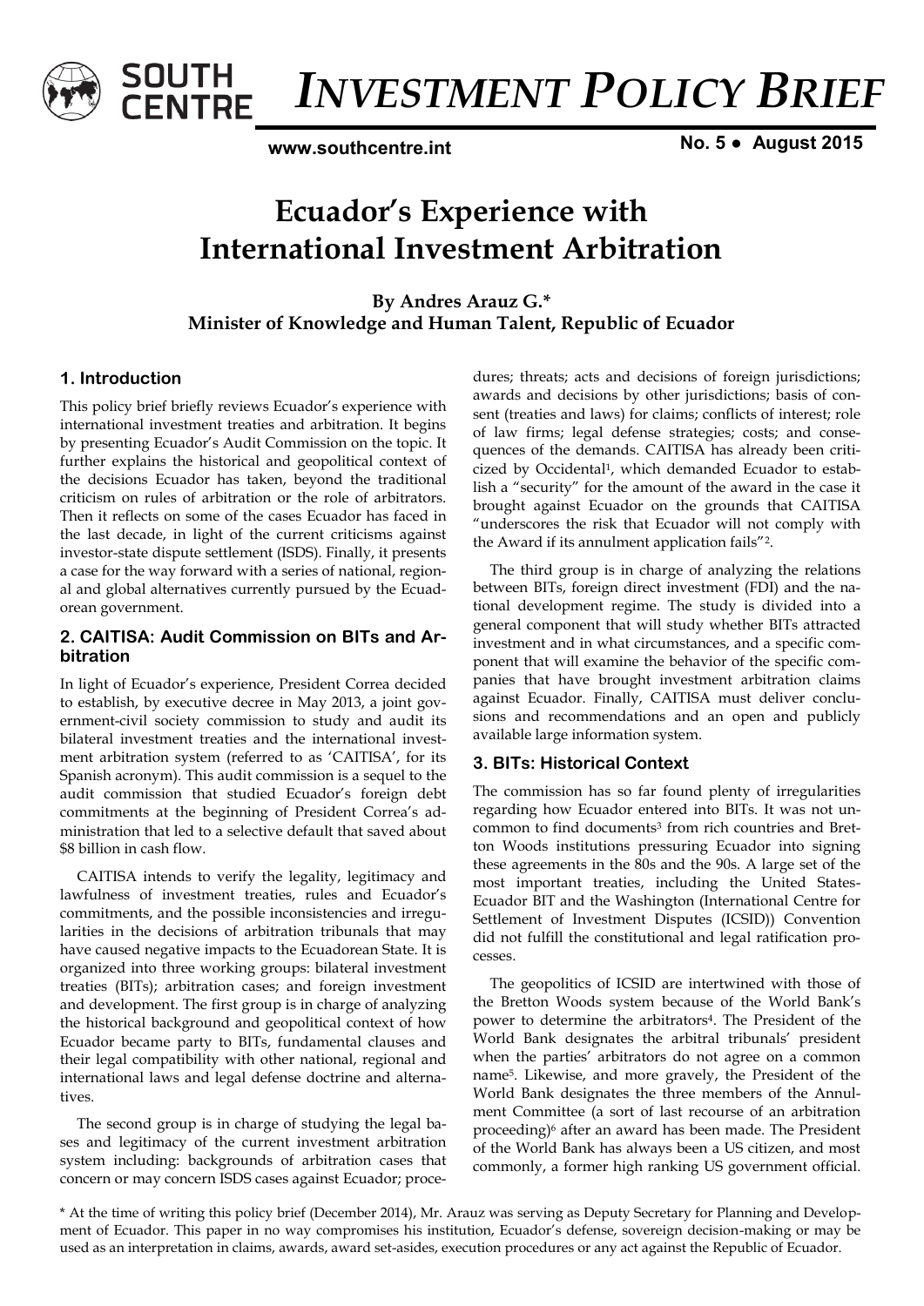SOUTH CENTRE

# INVESTMENT POLICY BRIEF

www.southcentre.int

No. 5 ● August 2015

# Ecuador's Experience with International Investment Arbitration

**By Andres Arauz G.***
**Minister of Knowledge and Human Talent, Republic of Ecuador**

## 1. Introduction

This policy brief briefly reviews Ecuador's experience with international investment treaties and arbitration. It begins by presenting Ecuador's Audit Commission on the topic. It further explains the historical and geopolitical context of the decisions Ecuador has taken, beyond the traditional criticism on rules of arbitration or the role of arbitrators. Then it reflects on some of the cases Ecuador has faced in the last decade, in light of the current criticisms against investor-state dispute settlement (ISDS). Finally, it presents a case for the way forward with a series of national, regional and global alternatives currently pursued by the Ecuadorean government.

## 2. CAITISA: Audit Commission on BITs and Arbitration

In light of Ecuador's experience, President Correa decided to establish, by executive decree in May 2013, a joint government-civil society commission to study and audit its bilateral investment treaties and the international investment arbitration system (referred to as 'CAITISA', for its Spanish acronym). This audit commission is a sequel to the audit commission that studied Ecuador's foreign debt commitments at the beginning of President Correa's administration that led to a selective default that saved about $8 billion in cash flow.

CAITISA intends to verify the legality, legitimacy and lawfulness of investment treaties, rules and Ecuador's commitments, and the possible inconsistencies and irregularities in the decisions of arbitration tribunals that may have caused negative impacts to the Ecuadorean State. It is organized into three working groups: bilateral investment treaties (BITs); arbitration cases; and foreign investment and development. The first group is in charge of analyzing the historical background and geopolitical context of how Ecuador became party to BITs, fundamental clauses and their legal compatibility with other national, regional and international laws and legal defense doctrine and alternatives.

The second group is in charge of studying the legal bases and legitimacy of the current investment arbitration system including: backgrounds of arbitration cases that concern or may concern ISDS cases against Ecuador; procedures; threats; acts and decisions of foreign jurisdictions; awards and decisions by other jurisdictions; basis of consent (treaties and laws) for claims; conflicts of interest; role of law firms; legal defense strategies; costs; and consequences of the demands. CAITISA has already been criticized by Occidental[1], which demanded Ecuador to establish a "security" for the amount of the award in the case it brought against Ecuador on the grounds that CAITISA "underscores the risk that Ecuador will not comply with the Award if its annulment application fails"[2].

The third group is in charge of analyzing the relations between BITs, foreign direct investment (FDI) and the national development regime. The study is divided into a general component that will study whether BITs attracted investment and in what circumstances, and a specific component that will examine the behavior of the specific companies that have brought investment arbitration claims against Ecuador. Finally, CAITISA must deliver conclusions and recommendations and an open and publicly available large information system.

## 3. BITs: Historical Context

The commission has so far found plenty of irregularities regarding how Ecuador entered into BITs. It was not uncommon to find documents[3] from rich countries and Bretton Woods institutions pressuring Ecuador into signing these agreements in the 80s and the 90s. A large set of the most important treaties, including the United States-Ecuador BIT and the Washington (International Centre for Settlement of Investment Disputes (ICSID)) Convention did not fulfill the constitutional and legal ratification processes.

The geopolitics of ICSID are intertwined with those of the Bretton Woods system because of the World Bank's power to determine the arbitrators[4]. The President of the World Bank designates the arbitral tribunals' president when the parties' arbitrators do not agree on a common name[5]. Likewise, and more gravely, the President of the World Bank designates the three members of the Annulment Committee (a sort of last recourse of an arbitration proceeding)[6] after an award has been made. The President of the World Bank has always been a US citizen, and most commonly, a former high ranking US government official.

\* At the time of writing this policy brief (December 2014), Mr. Arauz was serving as Deputy Secretary for Planning and Development of Ecuador. This paper in no way compromises his institution, Ecuador's defense, sovereign decision-making or may be used as an interpretation in claims, awards, award set-asides, execution procedures or any act against the Republic of Ecuador.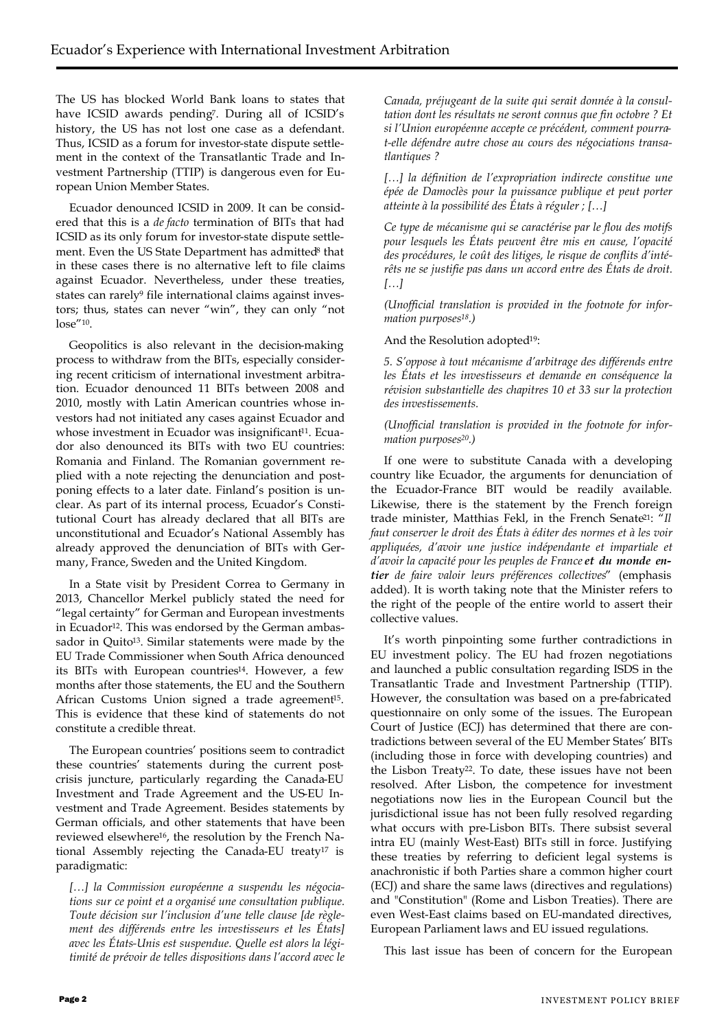The US has blocked World Bank loans to states that have ICSID awards pending[7]. During all of ICSID's history, the US has not lost one case as a defendant. Thus, ICSID as a forum for investor-state dispute settlement in the context of the Transatlantic Trade and Investment Partnership (TTIP) is dangerous even for European Union Member States.

Ecuador denounced ICSID in 2009. It can be considered that this is a *de facto* termination of BITs that had ICSID as its only forum for investor-state dispute settlement. Even the US State Department has admitted[8] that in these cases there is no alternative left to file claims against Ecuador. Nevertheless, under these treaties, states can rarely[9] file international claims against investors; thus, states can never "win", they can only "not lose"[10].

Geopolitics is also relevant in the decision-making process to withdraw from the BITs, especially considering recent criticism of international investment arbitration. Ecuador denounced 11 BITs between 2008 and 2010, mostly with Latin American countries whose investors had not initiated any cases against Ecuador and whose investment in Ecuador was insignificant[11]. Ecuador also denounced its BITs with two EU countries: Romania and Finland. The Romanian government replied with a note rejecting the denunciation and postponing effects to a later date. Finland's position is unclear. As part of its internal process, Ecuador's Constitutional Court has already declared that all BITs are unconstitutional and Ecuador's National Assembly has already approved the denunciation of BITs with Germany, France, Sweden and the United Kingdom.

In a State visit by President Correa to Germany in 2013, Chancellor Merkel publicly stated the need for "legal certainty" for German and European investments in Ecuador[12]. This was endorsed by the German ambassador in Quito[13]. Similar statements were made by the EU Trade Commissioner when South Africa denounced its BITs with European countries[14]. However, a few months after those statements, the EU and the Southern African Customs Union signed a trade agreement[15]. This is evidence that these kind of statements do not constitute a credible threat.

The European countries' positions seem to contradict these countries' statements during the current post-crisis juncture, particularly regarding the Canada-EU Investment and Trade Agreement and the US-EU Investment and Trade Agreement. Besides statements by German officials, and other statements that have been reviewed elsewhere[16], the resolution by the French National Assembly rejecting the Canada-EU treaty[17] is paradigmatic:

*[…] la Commission européenne a suspendu les négociations sur ce point et a organisé une consultation publique. Toute décision sur l'inclusion d'une telle clause [de règlement des différends entre les investisseurs et les États] avec les États-Unis est suspendue. Quelle est alors la légitimité de prévoir de telles dispositions dans l'accord avec le Canada, préjugeant de la suite qui serait donnée à la consultation dont les résultats ne seront connus que fin octobre ? Et si l'Union européenne accepte ce précédent, comment pourra-t-elle défendre autre chose au cours des négociations transatlantiques ?*

*[…] la définition de l'expropriation indirecte constitue une épée de Damoclès pour la puissance publique et peut porter atteinte à la possibilité des États à réguler ; […]*

*Ce type de mécanisme qui se caractérise par le flou des motifs pour lesquels les États peuvent être mis en cause, l'opacité des procédures, le coût des litiges, le risque de conflits d'intérêts ne se justifie pas dans un accord entre des États de droit. […]*

*(Unofficial translation is provided in the footnote for information purposes[18].)*

And the Resolution adopted[19]:

*5. S'oppose à tout mécanisme d'arbitrage des différends entre les États et les investisseurs et demande en conséquence la révision substantielle des chapitres 10 et 33 sur la protection des investissements.*

*(Unofficial translation is provided in the footnote for information purposes[20].)*

If one were to substitute Canada with a developing country like Ecuador, the arguments for denunciation of the Ecuador-France BIT would be readily available. Likewise, there is the statement by the French foreign trade minister, Matthias Fekl, in the French Senate[21]: "*Il faut conserver le droit des États à éditer des normes et à les voir appliquées, d'avoir une justice indépendante et impartiale et d'avoir la capacité pour les peuples de France **et du monde entier** de faire valoir leurs préférences collectives*" (emphasis added). It is worth taking note that the Minister refers to the right of the people of the entire world to assert their collective values.

It's worth pinpointing some further contradictions in EU investment policy. The EU had frozen negotiations and launched a public consultation regarding ISDS in the Transatlantic Trade and Investment Partnership (TTIP). However, the consultation was based on a pre-fabricated questionnaire on only some of the issues. The European Court of Justice (ECJ) has determined that there are contradictions between several of the EU Member States' BITs (including those in force with developing countries) and the Lisbon Treaty[22]. To date, these issues have not been resolved. After Lisbon, the competence for investment negotiations now lies in the European Council but the jurisdictional issue has not been fully resolved regarding what occurs with pre-Lisbon BITs. There subsist several intra EU (mainly West-East) BITs still in force. Justifying these treaties by referring to deficient legal systems is anachronistic if both Parties share a common higher court (ECJ) and share the same laws (directives and regulations) and "Constitution" (Rome and Lisbon Treaties). There are even West-East claims based on EU-mandated directives, European Parliament laws and EU issued regulations.

This last issue has been of concern for the European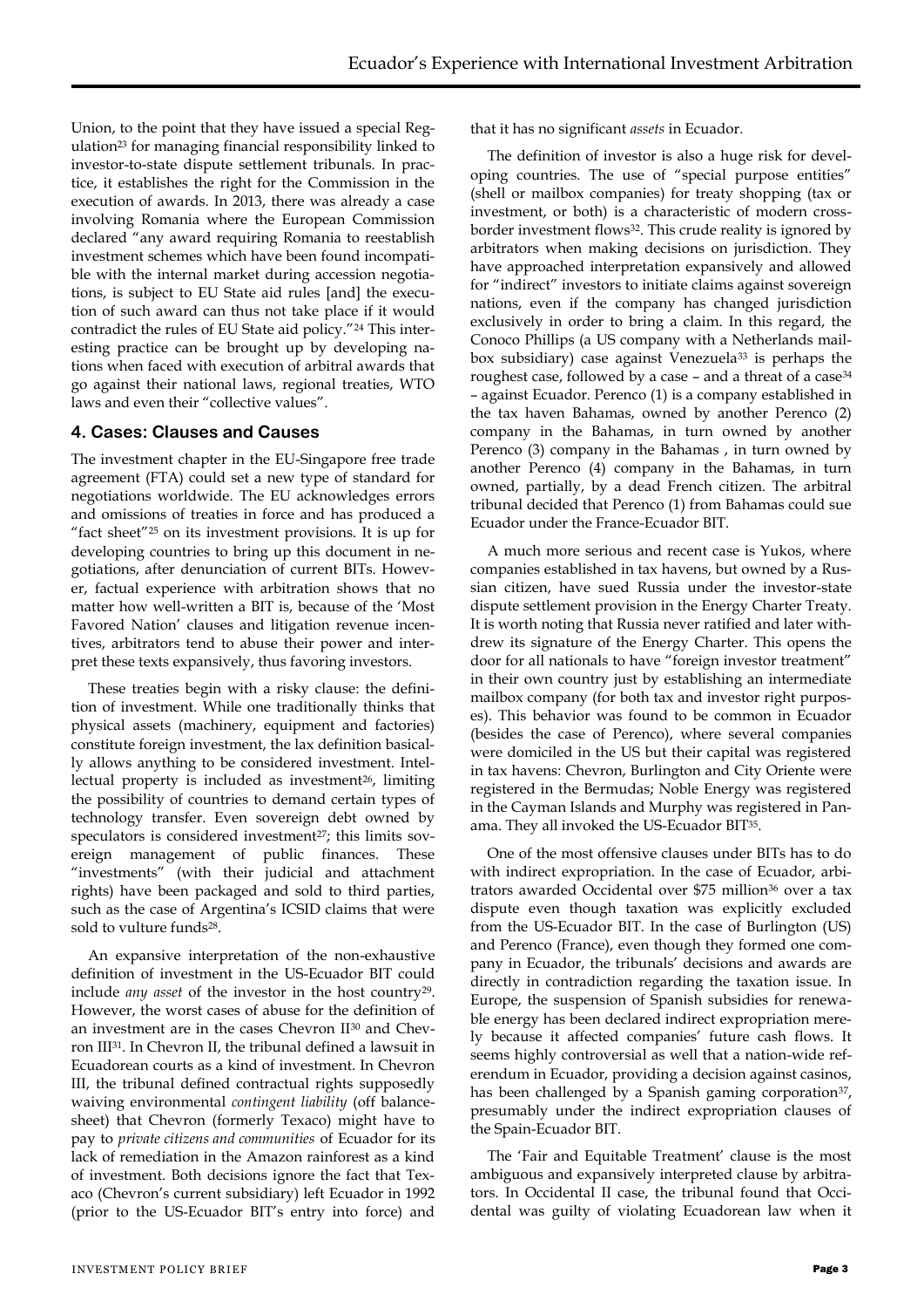Union, to the point that they have issued a special Regulation[23] for managing financial responsibility linked to investor-to-state dispute settlement tribunals. In practice, it establishes the right for the Commission in the execution of awards. In 2013, there was already a case involving Romania where the European Commission declared "any award requiring Romania to reestablish investment schemes which have been found incompatible with the internal market during accession negotiations, is subject to EU State aid rules [and] the execution of such award can thus not take place if it would contradict the rules of EU State aid policy."[24] This interesting practice can be brought up by developing nations when faced with execution of arbitral awards that go against their national laws, regional treaties, WTO laws and even their "collective values".

## 4. Cases: Clauses and Causes

The investment chapter in the EU-Singapore free trade agreement (FTA) could set a new type of standard for negotiations worldwide. The EU acknowledges errors and omissions of treaties in force and has produced a "fact sheet"[25] on its investment provisions. It is up for developing countries to bring up this document in negotiations, after denunciation of current BITs. However, factual experience with arbitration shows that no matter how well-written a BIT is, because of the 'Most Favored Nation' clauses and litigation revenue incentives, arbitrators tend to abuse their power and interpret these texts expansively, thus favoring investors.

These treaties begin with a risky clause: the definition of investment. While one traditionally thinks that physical assets (machinery, equipment and factories) constitute foreign investment, the lax definition basically allows anything to be considered investment. Intellectual property is included as investment[26], limiting the possibility of countries to demand certain types of technology transfer. Even sovereign debt owned by speculators is considered investment[27]; this limits sovereign management of public finances. These "investments" (with their judicial and attachment rights) have been packaged and sold to third parties, such as the case of Argentina's ICSID claims that were sold to vulture funds[28].

An expansive interpretation of the non-exhaustive definition of investment in the US-Ecuador BIT could include *any asset* of the investor in the host country[29]. However, the worst cases of abuse for the definition of an investment are in the cases Chevron II[30] and Chevron III[31]. In Chevron II, the tribunal defined a lawsuit in Ecuadorean courts as a kind of investment. In Chevron III, the tribunal defined contractual rights supposedly waiving environmental *contingent liability* (off balance-sheet) that Chevron (formerly Texaco) might have to pay to *private citizens and communities* of Ecuador for its lack of remediation in the Amazon rainforest as a kind of investment. Both decisions ignore the fact that Texaco (Chevron's current subsidiary) left Ecuador in 1992 (prior to the US-Ecuador BIT's entry into force) and that it has no significant *assets* in Ecuador.

The definition of investor is also a huge risk for developing countries. The use of "special purpose entities" (shell or mailbox companies) for treaty shopping (tax or investment, or both) is a characteristic of modern cross-border investment flows[32]. This crude reality is ignored by arbitrators when making decisions on jurisdiction. They have approached interpretation expansively and allowed for "indirect" investors to initiate claims against sovereign nations, even if the company has changed jurisdiction exclusively in order to bring a claim. In this regard, the Conoco Phillips (a US company with a Netherlands mailbox subsidiary) case against Venezuela[33] is perhaps the roughest case, followed by a case – and a threat of a case[34] – against Ecuador. Perenco (1) is a company established in the tax haven Bahamas, owned by another Perenco (2) company in the Bahamas, in turn owned by another Perenco (3) company in the Bahamas , in turn owned by another Perenco (4) company in the Bahamas, in turn owned, partially, by a dead French citizen. The arbitral tribunal decided that Perenco (1) from Bahamas could sue Ecuador under the France-Ecuador BIT.

A much more serious and recent case is Yukos, where companies established in tax havens, but owned by a Russian citizen, have sued Russia under the investor-state dispute settlement provision in the Energy Charter Treaty. It is worth noting that Russia never ratified and later withdrew its signature of the Energy Charter. This opens the door for all nationals to have "foreign investor treatment" in their own country just by establishing an intermediate mailbox company (for both tax and investor right purposes). This behavior was found to be common in Ecuador (besides the case of Perenco), where several companies were domiciled in the US but their capital was registered in tax havens: Chevron, Burlington and City Oriente were registered in the Bermudas; Noble Energy was registered in the Cayman Islands and Murphy was registered in Panama. They all invoked the US-Ecuador BIT[35].

One of the most offensive clauses under BITs has to do with indirect expropriation. In the case of Ecuador, arbitrators awarded Occidental over \$75 million[36] over a tax dispute even though taxation was explicitly excluded from the US-Ecuador BIT. In the case of Burlington (US) and Perenco (France), even though they formed one company in Ecuador, the tribunals' decisions and awards are directly in contradiction regarding the taxation issue. In Europe, the suspension of Spanish subsidies for renewable energy has been declared indirect expropriation merely because it affected companies' future cash flows. It seems highly controversial as well that a nation-wide referendum in Ecuador, providing a decision against casinos, has been challenged by a Spanish gaming corporation[37], presumably under the indirect expropriation clauses of the Spain-Ecuador BIT.

The 'Fair and Equitable Treatment' clause is the most ambiguous and expansively interpreted clause by arbitrators. In Occidental II case, the tribunal found that Occidental was guilty of violating Ecuadorean law when it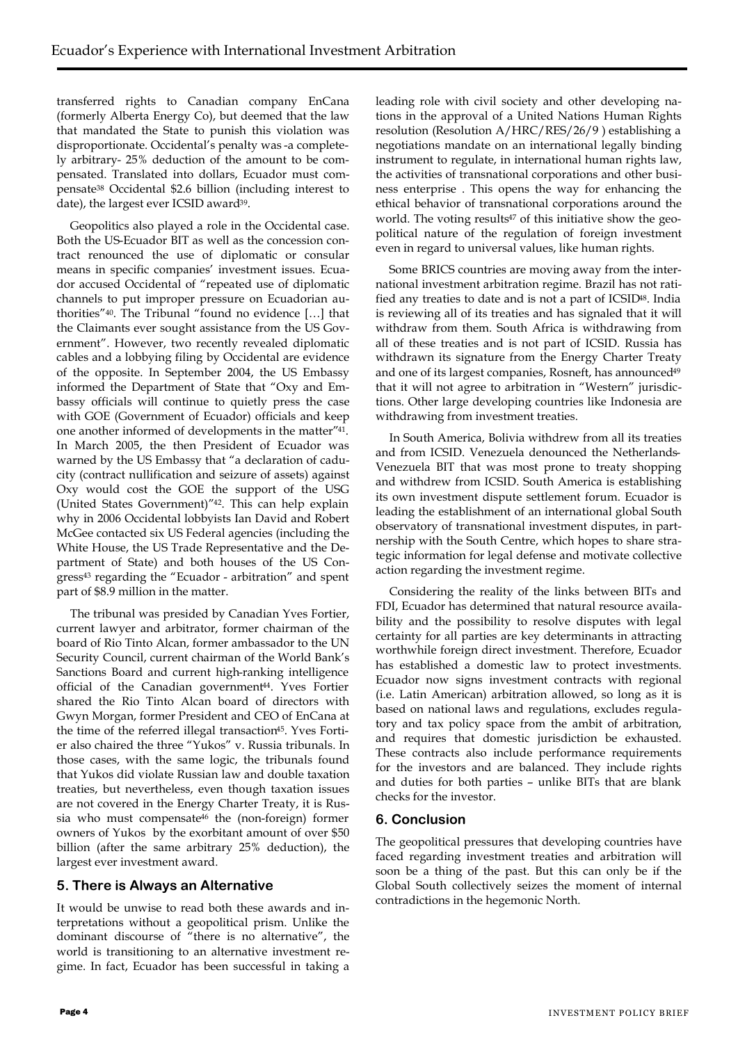transferred rights to Canadian company EnCana (formerly Alberta Energy Co), but deemed that the law that mandated the State to punish this violation was disproportionate. Occidental's penalty was -a completely arbitrary- 25% deduction of the amount to be compensated. Translated into dollars, Ecuador must compensate[38] Occidental $2.6 billion (including interest to date), the largest ever ICSID award[39].

Geopolitics also played a role in the Occidental case. Both the US-Ecuador BIT as well as the concession contract renounced the use of diplomatic or consular means in specific companies' investment issues. Ecuador accused Occidental of "repeated use of diplomatic channels to put improper pressure on Ecuadorian authorities"[40]. The Tribunal "found no evidence […] that the Claimants ever sought assistance from the US Government". However, two recently revealed diplomatic cables and a lobbying filing by Occidental are evidence of the opposite. In September 2004, the US Embassy informed the Department of State that "Oxy and Embassy officials will continue to quietly press the case with GOE (Government of Ecuador) officials and keep one another informed of developments in the matter"[41]. In March 2005, the then President of Ecuador was warned by the US Embassy that "a declaration of caducity (contract nullification and seizure of assets) against Oxy would cost the GOE the support of the USG (United States Government)"[42]. This can help explain why in 2006 Occidental lobbyists Ian David and Robert McGee contacted six US Federal agencies (including the White House, the US Trade Representative and the Department of State) and both houses of the US Congress[43] regarding the "Ecuador - arbitration" and spent part of $8.9 million in the matter.

The tribunal was presided by Canadian Yves Fortier, current lawyer and arbitrator, former chairman of the board of Rio Tinto Alcan, former ambassador to the UN Security Council, current chairman of the World Bank's Sanctions Board and current high-ranking intelligence official of the Canadian government[44]. Yves Fortier shared the Rio Tinto Alcan board of directors with Gwyn Morgan, former President and CEO of EnCana at the time of the referred illegal transaction[45]. Yves Fortier also chaired the three "Yukos" v. Russia tribunals. In those cases, with the same logic, the tribunals found that Yukos did violate Russian law and double taxation treaties, but nevertheless, even though taxation issues are not covered in the Energy Charter Treaty, it is Russia who must compensate[46] the (non-foreign) former owners of Yukos by the exorbitant amount of over $50 billion (after the same arbitrary 25% deduction), the largest ever investment award.

## 5. There is Always an Alternative

It would be unwise to read both these awards and interpretations without a geopolitical prism. Unlike the dominant discourse of "there is no alternative", the world is transitioning to an alternative investment regime. In fact, Ecuador has been successful in taking a leading role with civil society and other developing nations in the approval of a United Nations Human Rights resolution (Resolution A/HRC/RES/26/9 ) establishing a negotiations mandate on an international legally binding instrument to regulate, in international human rights law, the activities of transnational corporations and other business enterprise . This opens the way for enhancing the ethical behavior of transnational corporations around the world. The voting results[47] of this initiative show the geopolitical nature of the regulation of foreign investment even in regard to universal values, like human rights.

Some BRICS countries are moving away from the international investment arbitration regime. Brazil has not ratified any treaties to date and is not a part of ICSID[48]. India is reviewing all of its treaties and has signaled that it will withdraw from them. South Africa is withdrawing from all of these treaties and is not part of ICSID. Russia has withdrawn its signature from the Energy Charter Treaty and one of its largest companies, Rosneft, has announced[49] that it will not agree to arbitration in "Western" jurisdictions. Other large developing countries like Indonesia are withdrawing from investment treaties.

In South America, Bolivia withdrew from all its treaties and from ICSID. Venezuela denounced the Netherlands-Venezuela BIT that was most prone to treaty shopping and withdrew from ICSID. South America is establishing its own investment dispute settlement forum. Ecuador is leading the establishment of an international global South observatory of transnational investment disputes, in partnership with the South Centre, which hopes to share strategic information for legal defense and motivate collective action regarding the investment regime.

Considering the reality of the links between BITs and FDI, Ecuador has determined that natural resource availability and the possibility to resolve disputes with legal certainty for all parties are key determinants in attracting worthwhile foreign direct investment. Therefore, Ecuador has established a domestic law to protect investments. Ecuador now signs investment contracts with regional (i.e. Latin American) arbitration allowed, so long as it is based on national laws and regulations, excludes regulatory and tax policy space from the ambit of arbitration, and requires that domestic jurisdiction be exhausted. These contracts also include performance requirements for the investors and are balanced. They include rights and duties for both parties – unlike BITs that are blank checks for the investor.

## 6. Conclusion

The geopolitical pressures that developing countries have faced regarding investment treaties and arbitration will soon be a thing of the past. But this can only be if the Global South collectively seizes the moment of internal contradictions in the hegemonic North.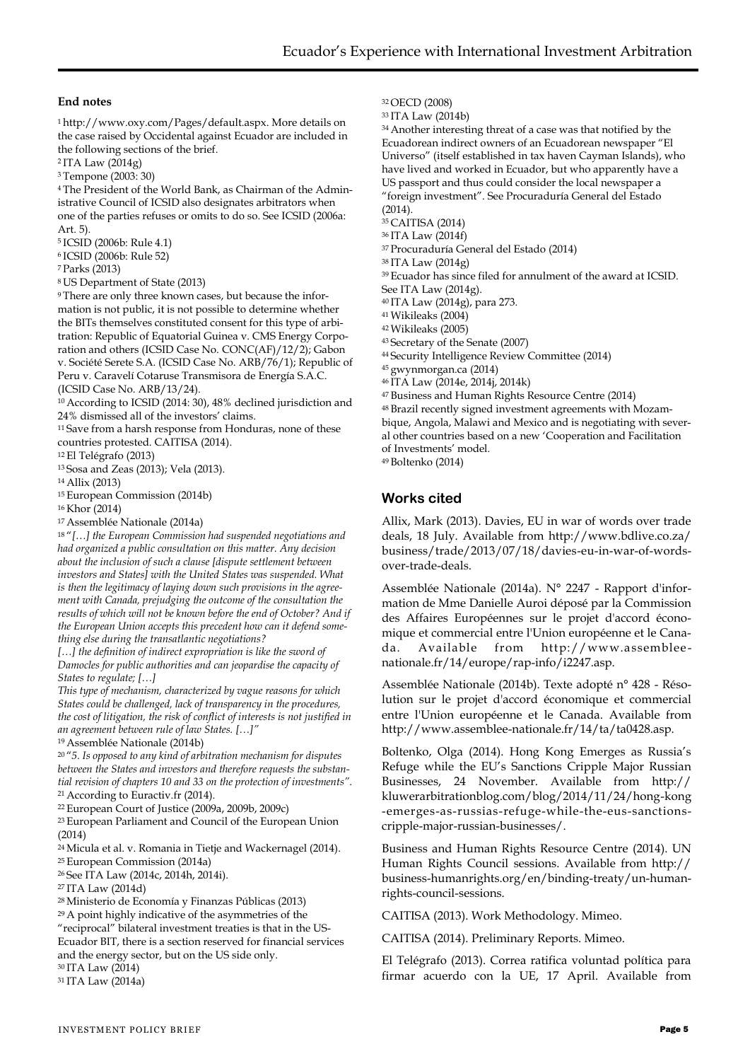## End notes

[1] http://www.oxy.com/Pages/default.aspx. More details on the case raised by Occidental against Ecuador are included in the following sections of the brief.

[2] ITA Law (2014g)

[3] Tempone (2003: 30)

[4] The President of the World Bank, as Chairman of the Administrative Council of ICSID also designates arbitrators when one of the parties refuses or omits to do so. See ICSID (2006a: Art. 5).

[5] ICSID (2006b: Rule 4.1)

[6] ICSID (2006b: Rule 52)

[7] Parks (2013)

[8] US Department of State (2013)

[9] There are only three known cases, but because the information is not public, it is not possible to determine whether the BITs themselves constituted consent for this type of arbitration: Republic of Equatorial Guinea v. CMS Energy Corporation and others (ICSID Case No. CONC(AF)/12/2); Gabon v. Société Serete S.A. (ICSID Case No. ARB/76/1); Republic of Peru v. Caravelí Cotaruse Transmisora de Energía S.A.C. (ICSID Case No. ARB/13/24).

[10] According to ICSID (2014: 30), 48% declined jurisdiction and 24% dismissed all of the investors' claims.

[11] Save from a harsh response from Honduras, none of these countries protested. CAITISA (2014).

[12] El Telégrafo (2013)

[13] Sosa and Zeas (2013); Vela (2013).

[14] Allix (2013)

[15] European Commission (2014b)

[16] Khor (2014)

[17] Assemblée Nationale (2014a)

[18] *"[…] the European Commission had suspended negotiations and had organized a public consultation on this matter. Any decision about the inclusion of such a clause [dispute settlement between investors and States] with the United States was suspended. What is then the legitimacy of laying down such provisions in the agreement with Canada, prejudging the outcome of the consultation the results of which will not be known before the end of October? And if the European Union accepts this precedent how can it defend something else during the transatlantic negotiations?*

*[…] the definition of indirect expropriation is like the sword of Damocles for public authorities and can jeopardise the capacity of States to regulate; […]*

*This type of mechanism, characterized by vague reasons for which States could be challenged, lack of transparency in the procedures, the cost of litigation, the risk of conflict of interests is not justified in an agreement between rule of law States. […]"*

[19] Assemblée Nationale (2014b)

[20] *"5. Is opposed to any kind of arbitration mechanism for disputes between the States and investors and therefore requests the substantial revision of chapters 10 and 33 on the protection of investments".*

[21] According to Euractiv.fr (2014).

[22] European Court of Justice (2009a, 2009b, 2009c)

[23] European Parliament and Council of the European Union (2014)

[24] Micula et al. v. Romania in Tietje and Wackernagel (2014).

[25] European Commission (2014a)

[26] See ITA Law (2014c, 2014h, 2014i).

[27] ITA Law (2014d)

[28] Ministerio de Economía y Finanzas Públicas (2013)

[29] A point highly indicative of the asymmetries of the "reciprocal" bilateral investment treaties is that in the US-Ecuador BIT, there is a section reserved for financial services and the energy sector, but on the US side only.

[30] ITA Law (2014)

[31] ITA Law (2014a)

[32] OECD (2008)

[33] ITA Law (2014b)

[34] Another interesting threat of a case was that notified by the Ecuadorean indirect owners of an Ecuadorean newspaper "El Universo" (itself established in tax haven Cayman Islands), who have lived and worked in Ecuador, but who apparently have a US passport and thus could consider the local newspaper a "foreign investment". See Procuraduría General del Estado (2014).

[35] CAITISA (2014)

[36] ITA Law (2014f)

[37] Procuraduría General del Estado (2014)

[38] ITA Law (2014g)

[39] Ecuador has since filed for annulment of the award at ICSID. See ITA Law (2014g).

[40] ITA Law (2014g), para 273.

[41] Wikileaks (2004)

[42] Wikileaks (2005)

[43] Secretary of the Senate (2007)

[44] Security Intelligence Review Committee (2014)

[45] gwynmorgan.ca (2014)

[46] ITA Law (2014e, 2014j, 2014k)

[47] Business and Human Rights Resource Centre (2014)

[48] Brazil recently signed investment agreements with Mozambique, Angola, Malawi and Mexico and is negotiating with several other countries based on a new 'Cooperation and Facilitation of Investments' model.

[49] Boltenko (2014)

## Works cited

Allix, Mark (2013). Davies, EU in war of words over trade deals, 18 July. Available from http://www.bdlive.co.za/business/trade/2013/07/18/davies-eu-in-war-of-words-over-trade-deals.

Assemblée Nationale (2014a). N° 2247 - Rapport d'information de Mme Danielle Auroi déposé par la Commission des Affaires Européennes sur le projet d'accord économique et commercial entre l'Union européenne et le Canada. Available from http://www.assemblee-nationale.fr/14/europe/rap-info/i2247.asp.

Assemblée Nationale (2014b). Texte adopté n° 428 - Résolution sur le projet d'accord économique et commercial entre l'Union européenne et le Canada. Available from http://www.assemblee-nationale.fr/14/ta/ta0428.asp.

Boltenko, Olga (2014). Hong Kong Emerges as Russia's Refuge while the EU's Sanctions Cripple Major Russian Businesses, 24 November. Available from http://kluwerarbitrationblog.com/blog/2014/11/24/hong-kong-emerges-as-russias-refuge-while-the-eus-sanctions-cripple-major-russian-businesses/.

Business and Human Rights Resource Centre (2014). UN Human Rights Council sessions. Available from http://business-humanrights.org/en/binding-treaty/un-human-rights-council-sessions.

CAITISA (2013). Work Methodology. Mimeo.

CAITISA (2014). Preliminary Reports. Mimeo.

El Telégrafo (2013). Correa ratifica voluntad política para firmar acuerdo con la UE, 17 April. Available from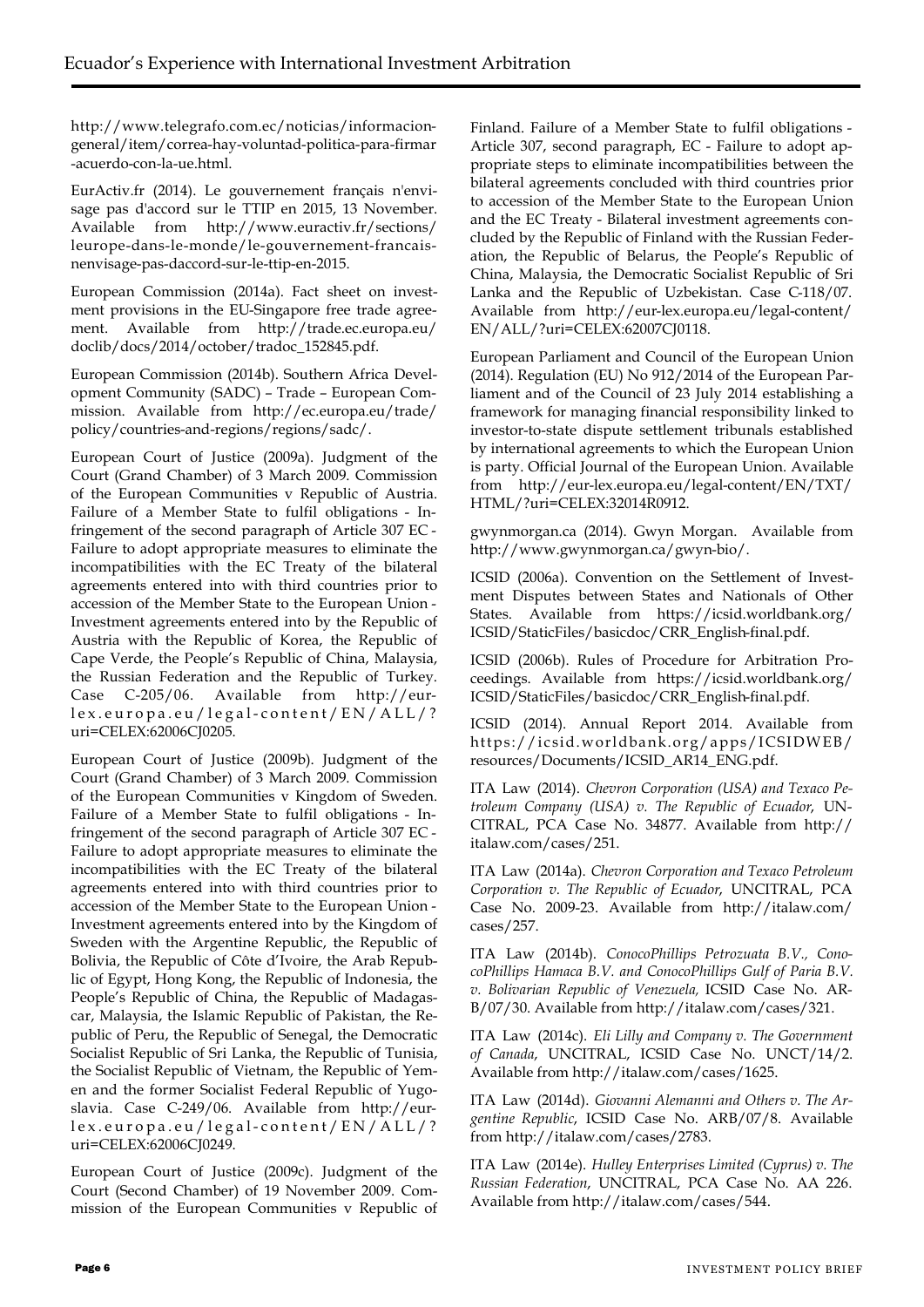http://www.telegrafo.com.ec/noticias/informacion-general/item/correa-hay-voluntad-politica-para-firmar-acuerdo-con-la-ue.html.

EurActiv.fr (2014). Le gouvernement français n'envisage pas d'accord sur le TTIP en 2015, 13 November. Available from http://www.euractiv.fr/sections/leurope-dans-le-monde/le-gouvernement-francais-nenvisage-pas-daccord-sur-le-ttip-en-2015.

European Commission (2014a). Fact sheet on investment provisions in the EU-Singapore free trade agreement. Available from http://trade.ec.europa.eu/doclib/docs/2014/october/tradoc_152845.pdf.

European Commission (2014b). Southern Africa Development Community (SADC) – Trade – European Commission. Available from http://ec.europa.eu/trade/policy/countries-and-regions/regions/sadc/.

European Court of Justice (2009a). Judgment of the Court (Grand Chamber) of 3 March 2009. Commission of the European Communities v Republic of Austria. Failure of a Member State to fulfil obligations - Infringement of the second paragraph of Article 307 EC - Failure to adopt appropriate measures to eliminate the incompatibilities with the EC Treaty of the bilateral agreements entered into with third countries prior to accession of the Member State to the European Union - Investment agreements entered into by the Republic of Austria with the Republic of Korea, the Republic of Cape Verde, the People's Republic of China, Malaysia, the Russian Federation and the Republic of Turkey. Case C-205/06. Available from http://eur-lex.europa.eu/legal-content/EN/ALL/?uri=CELEX:62006CJ0205.

European Court of Justice (2009b). Judgment of the Court (Grand Chamber) of 3 March 2009. Commission of the European Communities v Kingdom of Sweden. Failure of a Member State to fulfil obligations - Infringement of the second paragraph of Article 307 EC - Failure to adopt appropriate measures to eliminate the incompatibilities with the EC Treaty of the bilateral agreements entered into with third countries prior to accession of the Member State to the European Union - Investment agreements entered into by the Kingdom of Sweden with the Argentine Republic, the Republic of Bolivia, the Republic of Côte d'Ivoire, the Arab Republic of Egypt, Hong Kong, the Republic of Indonesia, the People's Republic of China, the Republic of Madagascar, Malaysia, the Islamic Republic of Pakistan, the Republic of Peru, the Republic of Senegal, the Democratic Socialist Republic of Sri Lanka, the Republic of Tunisia, the Socialist Republic of Vietnam, the Republic of Yemen and the former Socialist Federal Republic of Yugoslavia. Case C-249/06. Available from http://eur-lex.europa.eu/legal-content/EN/ALL/?uri=CELEX:62006CJ0249.

European Court of Justice (2009c). Judgment of the Court (Second Chamber) of 19 November 2009. Commission of the European Communities v Republic of Finland. Failure of a Member State to fulfil obligations - Article 307, second paragraph, EC - Failure to adopt appropriate steps to eliminate incompatibilities between the bilateral agreements concluded with third countries prior to accession of the Member State to the European Union and the EC Treaty - Bilateral investment agreements concluded by the Republic of Finland with the Russian Federation, the Republic of Belarus, the People's Republic of China, Malaysia, the Democratic Socialist Republic of Sri Lanka and the Republic of Uzbekistan. Case C-118/07. Available from http://eur-lex.europa.eu/legal-content/EN/ALL/?uri=CELEX:62007CJ0118.

European Parliament and Council of the European Union (2014). Regulation (EU) No 912/2014 of the European Parliament and of the Council of 23 July 2014 establishing a framework for managing financial responsibility linked to investor-to-state dispute settlement tribunals established by international agreements to which the European Union is party. Official Journal of the European Union. Available from http://eur-lex.europa.eu/legal-content/EN/TXT/HTML/?uri=CELEX:32014R0912.

gwynmorgan.ca (2014). Gwyn Morgan. Available from http://www.gwynmorgan.ca/gwyn-bio/.

ICSID (2006a). Convention on the Settlement of Investment Disputes between States and Nationals of Other States. Available from https://icsid.worldbank.org/ICSID/StaticFiles/basicdoc/CRR_English-final.pdf.

ICSID (2006b). Rules of Procedure for Arbitration Proceedings. Available from https://icsid.worldbank.org/ICSID/StaticFiles/basicdoc/CRR_English-final.pdf.

ICSID (2014). Annual Report 2014. Available from https://icsid.worldbank.org/apps/ICSIDWEB/resources/Documents/ICSID_AR14_ENG.pdf.

ITA Law (2014). *Chevron Corporation (USA) and Texaco Petroleum Company (USA) v. The Republic of Ecuador*, UNCITRAL, PCA Case No. 34877. Available from http://italaw.com/cases/251.

ITA Law (2014a). *Chevron Corporation and Texaco Petroleum Corporation v. The Republic of Ecuador*, UNCITRAL, PCA Case No. 2009-23. Available from http://italaw.com/cases/257.

ITA Law (2014b). *ConocoPhillips Petrozuata B.V., ConocoPhillips Hamaca B.V. and ConocoPhillips Gulf of Paria B.V. v. Bolivarian Republic of Venezuela,* ICSID Case No. ARB/07/30. Available from http://italaw.com/cases/321.

ITA Law (2014c). *Eli Lilly and Company v. The Government of Canada*, UNCITRAL, ICSID Case No. UNCT/14/2. Available from http://italaw.com/cases/1625.

ITA Law (2014d). *Giovanni Alemanni and Others v. The Argentine Republic*, ICSID Case No. ARB/07/8. Available from http://italaw.com/cases/2783.

ITA Law (2014e). *Hulley Enterprises Limited (Cyprus) v. The Russian Federation*, UNCITRAL, PCA Case No. AA 226. Available from http://italaw.com/cases/544.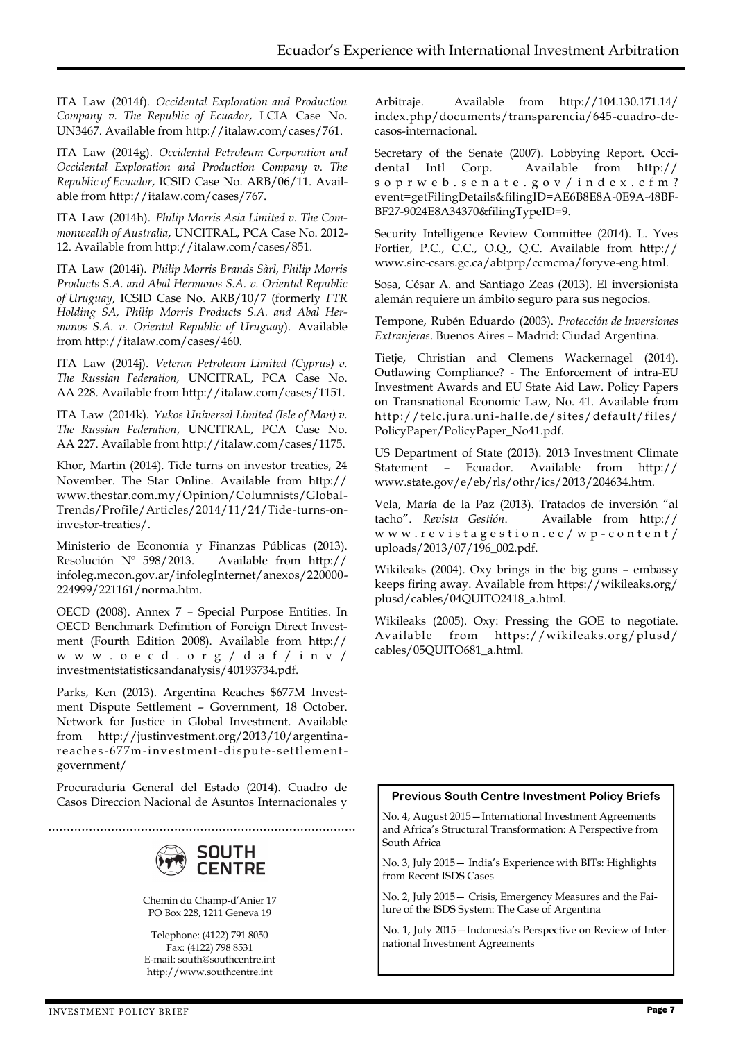ITA Law (2014f). *Occidental Exploration and Production Company v. The Republic of Ecuador*, LCIA Case No. UN3467. Available from http://italaw.com/cases/761.

ITA Law (2014g). *Occidental Petroleum Corporation and Occidental Exploration and Production Company v. The Republic of Ecuador*, ICSID Case No. ARB/06/11. Available from http://italaw.com/cases/767.

ITA Law (2014h). *Philip Morris Asia Limited v. The Commonwealth of Australia*, UNCITRAL, PCA Case No. 2012-12. Available from http://italaw.com/cases/851.

ITA Law (2014i). *Philip Morris Brands Sàrl, Philip Morris Products S.A. and Abal Hermanos S.A. v. Oriental Republic of Uruguay*, ICSID Case No. ARB/10/7 (formerly *FTR Holding SA, Philip Morris Products S.A. and Abal Hermanos S.A. v. Oriental Republic of Uruguay*). Available from http://italaw.com/cases/460.

ITA Law (2014j). *Veteran Petroleum Limited (Cyprus) v. The Russian Federation,* UNCITRAL, PCA Case No. AA 228. Available from http://italaw.com/cases/1151.

ITA Law (2014k). *Yukos Universal Limited (Isle of Man) v. The Russian Federation*, UNCITRAL, PCA Case No. AA 227. Available from http://italaw.com/cases/1175.

Khor, Martin (2014). Tide turns on investor treaties, 24 November. The Star Online. Available from http://www.thestar.com.my/Opinion/Columnists/Global-Trends/Profile/Articles/2014/11/24/Tide-turns-on-investor-treaties/.

Ministerio de Economía y Finanzas Públicas (2013). Resolución Nº 598/2013. Available from http://infoleg.mecon.gov.ar/infolegInternet/anexos/220000-224999/221161/norma.htm.

OECD (2008). Annex 7 – Special Purpose Entities. In OECD Benchmark Definition of Foreign Direct Investment (Fourth Edition 2008). Available from http://www.oecd.org/daf/inv/investmentstatisticsandanalysis/40193734.pdf.

Parks, Ken (2013). Argentina Reaches $677M Investment Dispute Settlement – Government, 18 October. Network for Justice in Global Investment. Available from http://justinvestment.org/2013/10/argentina-reaches-677m-investment-dispute-settlement-government/

Procuraduría General del Estado (2014). Cuadro de Casos Direccion Nacional de Asuntos Internacionales y Arbitraje. Available from http://104.130.171.14/index.php/documents/transparencia/645-cuadro-de-casos-internacional.

Secretary of the Senate (2007). Lobbying Report. Occidental Intl Corp. Available from http://soprweb.senate.gov/index.cfm?event=getFilingDetails&filingID=AE6B8E8A-0E9A-48BF-BF27-9024E8A34370&filingTypeID=9.

Security Intelligence Review Committee (2014). L. Yves Fortier, P.C., C.C., O.Q., Q.C. Available from http://www.sirc-csars.gc.ca/abtprp/ccmcma/foryve-eng.html.

Sosa, César A. and Santiago Zeas (2013). El inversionista alemán requiere un ámbito seguro para sus negocios.

Tempone, Rubén Eduardo (2003). *Protección de Inversiones Extranjeras*. Buenos Aires – Madrid: Ciudad Argentina.

Tietje, Christian and Clemens Wackernagel (2014). Outlawing Compliance? - The Enforcement of intra-EU Investment Awards and EU State Aid Law. Policy Papers on Transnational Economic Law, No. 41. Available from http://telc.jura.uni-halle.de/sites/default/files/PolicyPaper/PolicyPaper_No41.pdf.

US Department of State (2013). 2013 Investment Climate Statement – Ecuador. Available from http://www.state.gov/e/eb/rls/othr/ics/2013/204634.htm.

Vela, María de la Paz (2013). Tratados de inversión "al tacho". *Revista Gestión*. Available from http://www.revistagestion.ec/wp-content/uploads/2013/07/196_002.pdf.

Wikileaks (2004). Oxy brings in the big guns – embassy keeps firing away. Available from https://wikileaks.org/plusd/cables/04QUITO2418_a.html.

Wikileaks (2005). Oxy: Pressing the GOE to negotiate. Available from https://wikileaks.org/plusd/cables/05QUITO681_a.html.

**SOUTH CENTRE**

Chemin du Champ-d'Anier 17
PO Box 228, 1211 Geneva 19

Telephone: (4122) 791 8050
Fax: (4122) 798 8531
E-mail: south@southcentre.int
http://www.southcentre.int

**Previous South Centre Investment Policy Briefs**

No. 4, August 2015—International Investment Agreements and Africa's Structural Transformation: A Perspective from South Africa

No. 3, July 2015— India's Experience with BITs: Highlights from Recent ISDS Cases

No. 2, July 2015— Crisis, Emergency Measures and the Failure of the ISDS System: The Case of Argentina

No. 1, July 2015—Indonesia's Perspective on Review of International Investment Agreements